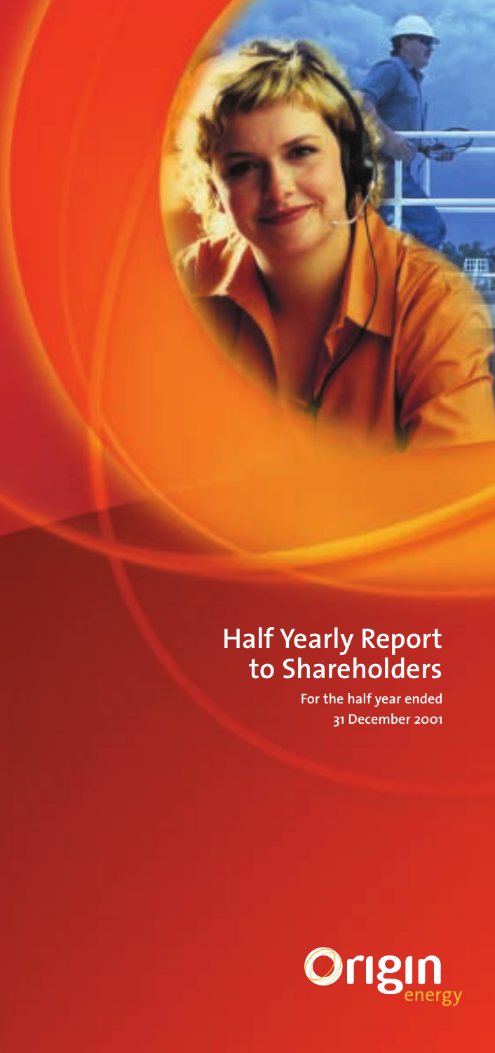# Half Yearly Report to Shareholders

For the half year ended 31 December 2001

Origin energy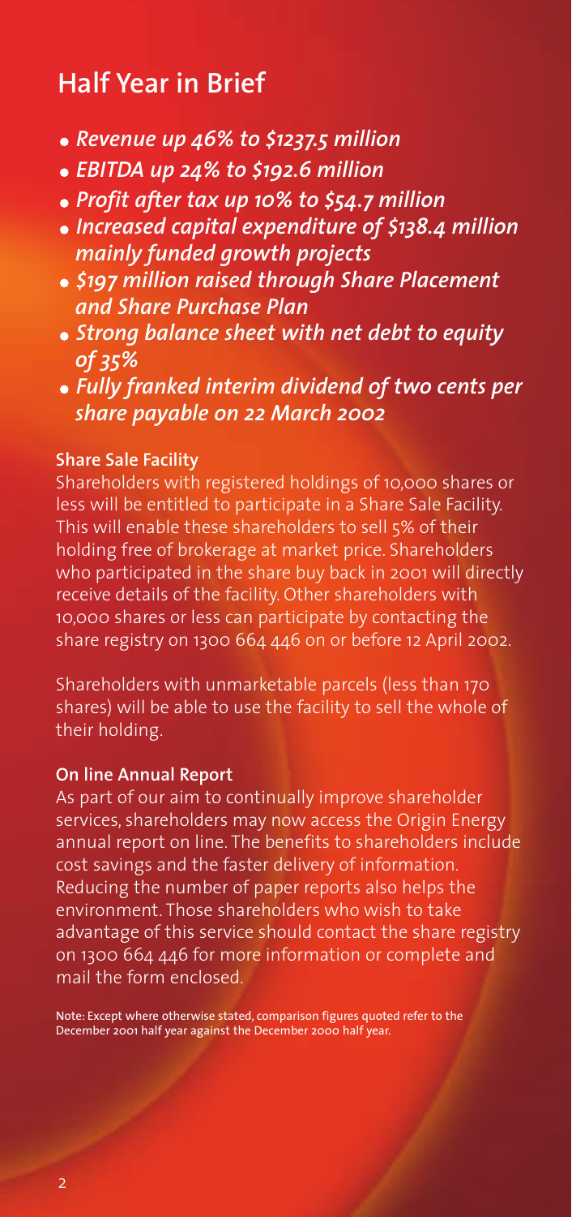# Half Year in Brief

- *Revenue up 46% to $1237.5 million*
- *EBITDA up 24% to $192.6 million*
- *Profit after tax up 10% to $54.7 million*
- *Increased capital expenditure of $138.4 million mainly funded growth projects*
- *$197 million raised through Share Placement and Share Purchase Plan*
- *Strong balance sheet with net debt to equity of 35%*
- *Fully franked interim dividend of two cents per share payable on 22 March 2002*

### Share Sale Facility

Shareholders with registered holdings of 10,000 shares or less will be entitled to participate in a Share Sale Facility. This will enable these shareholders to sell 5% of their holding free of brokerage at market price. Shareholders who participated in the share buy back in 2001 will directly receive details of the facility. Other shareholders with 10,000 shares or less can participate by contacting the share registry on 1300 664 446 on or before 12 April 2002.

Shareholders with unmarketable parcels (less than 170 shares) will be able to use the facility to sell the whole of their holding.

### On line Annual Report

As part of our aim to continually improve shareholder services, shareholders may now access the Origin Energy annual report on line. The benefits to shareholders include cost savings and the faster delivery of information. Reducing the number of paper reports also helps the environment. Those shareholders who wish to take advantage of this service should contact the share registry on 1300 664 446 for more information or complete and mail the form enclosed.

Note: Except where otherwise stated, comparison figures quoted refer to the December 2001 half year against the December 2000 half year.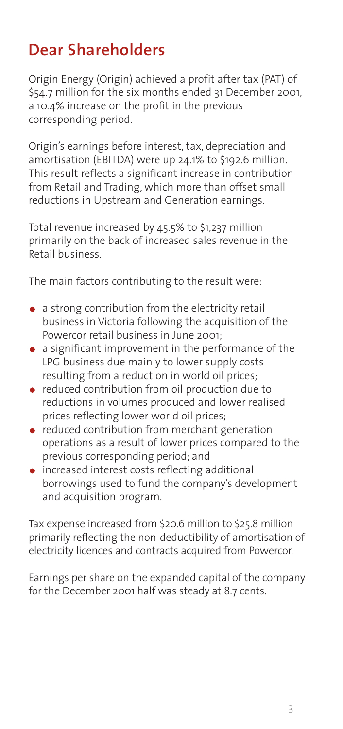# Dear Shareholders

Origin Energy (Origin) achieved a profit after tax (PAT) of $54.7 million for the six months ended 31 December 2001, a 10.4% increase on the profit in the previous corresponding period.

Origin's earnings before interest, tax, depreciation and amortisation (EBITDA) were up 24.1% to $192.6 million. This result reflects a significant increase in contribution from Retail and Trading, which more than offset small reductions in Upstream and Generation earnings.

Total revenue increased by 45.5% to $1,237 million primarily on the back of increased sales revenue in the Retail business.

The main factors contributing to the result were:

- a strong contribution from the electricity retail business in Victoria following the acquisition of the Powercor retail business in June 2001;
- a significant improvement in the performance of the LPG business due mainly to lower supply costs resulting from a reduction in world oil prices;
- reduced contribution from oil production due to reductions in volumes produced and lower realised prices reflecting lower world oil prices;
- reduced contribution from merchant generation operations as a result of lower prices compared to the previous corresponding period; and
- increased interest costs reflecting additional borrowings used to fund the company's development and acquisition program.

Tax expense increased from $20.6 million to $25.8 million primarily reflecting the non-deductibility of amortisation of electricity licences and contracts acquired from Powercor.

Earnings per share on the expanded capital of the company for the December 2001 half was steady at 8.7 cents.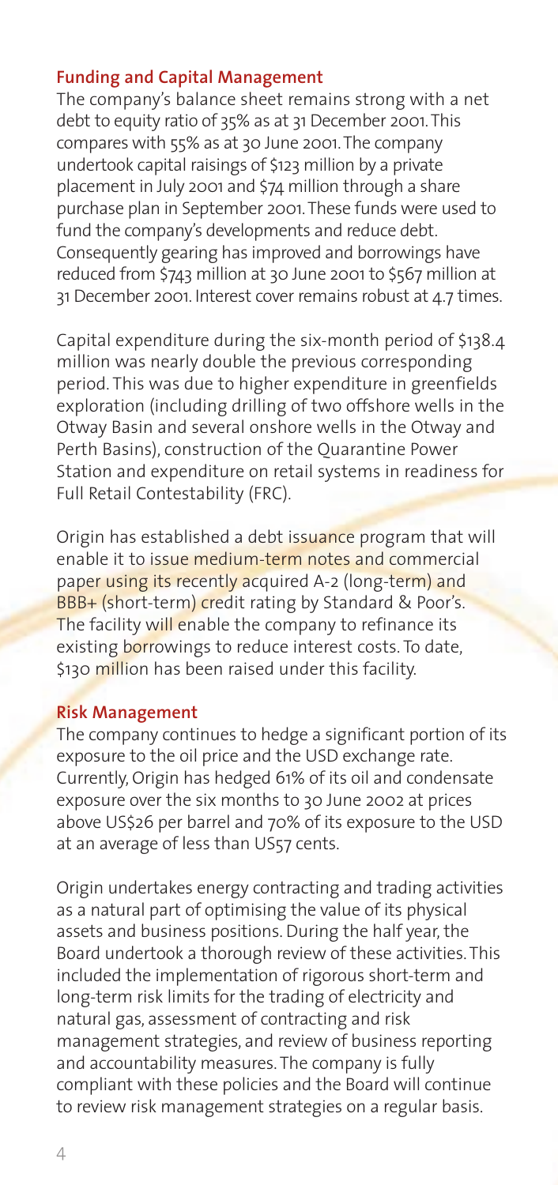## Funding and Capital Management

The company's balance sheet remains strong with a net debt to equity ratio of 35% as at 31 December 2001. This compares with 55% as at 30 June 2001. The company undertook capital raisings of $123 million by a private placement in July 2001 and $74 million through a share purchase plan in September 2001. These funds were used to fund the company's developments and reduce debt. Consequently gearing has improved and borrowings have reduced from $743 million at 30 June 2001 to $567 million at 31 December 2001. Interest cover remains robust at 4.7 times.

Capital expenditure during the six-month period of $138.4 million was nearly double the previous corresponding period. This was due to higher expenditure in greenfields exploration (including drilling of two offshore wells in the Otway Basin and several onshore wells in the Otway and Perth Basins), construction of the Quarantine Power Station and expenditure on retail systems in readiness for Full Retail Contestability (FRC).

Origin has established a debt issuance program that will enable it to issue medium-term notes and commercial paper using its recently acquired A-2 (long-term) and BBB+ (short-term) credit rating by Standard & Poor's. The facility will enable the company to refinance its existing borrowings to reduce interest costs. To date, $130 million has been raised under this facility.

## Risk Management

The company continues to hedge a significant portion of its exposure to the oil price and the USD exchange rate. Currently, Origin has hedged 61% of its oil and condensate exposure over the six months to 30 June 2002 at prices above US$26 per barrel and 70% of its exposure to the USD at an average of less than US57 cents.

Origin undertakes energy contracting and trading activities as a natural part of optimising the value of its physical assets and business positions. During the half year, the Board undertook a thorough review of these activities. This included the implementation of rigorous short-term and long-term risk limits for the trading of electricity and natural gas, assessment of contracting and risk management strategies, and review of business reporting and accountability measures. The company is fully compliant with these policies and the Board will continue to review risk management strategies on a regular basis.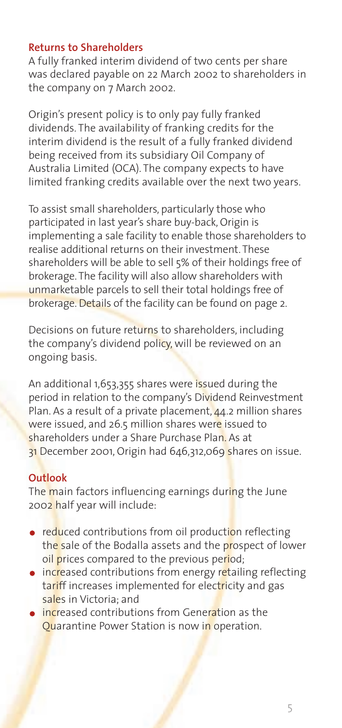## Returns to Shareholders

A fully franked interim dividend of two cents per share was declared payable on 22 March 2002 to shareholders in the company on 7 March 2002.

Origin's present policy is to only pay fully franked dividends. The availability of franking credits for the interim dividend is the result of a fully franked dividend being received from its subsidiary Oil Company of Australia Limited (OCA). The company expects to have limited franking credits available over the next two years.

To assist small shareholders, particularly those who participated in last year's share buy-back, Origin is implementing a sale facility to enable those shareholders to realise additional returns on their investment. These shareholders will be able to sell 5% of their holdings free of brokerage. The facility will also allow shareholders with unmarketable parcels to sell their total holdings free of brokerage. Details of the facility can be found on page 2.

Decisions on future returns to shareholders, including the company's dividend policy, will be reviewed on an ongoing basis.

An additional 1,653,355 shares were issued during the period in relation to the company's Dividend Reinvestment Plan. As a result of a private placement, 44.2 million shares were issued, and 26.5 million shares were issued to shareholders under a Share Purchase Plan. As at 31 December 2001, Origin had 646,312,069 shares on issue.

## Outlook

The main factors influencing earnings during the June 2002 half year will include:

- reduced contributions from oil production reflecting the sale of the Bodalla assets and the prospect of lower oil prices compared to the previous period;
- increased contributions from energy retailing reflecting tariff increases implemented for electricity and gas sales in Victoria; and
- increased contributions from Generation as the Quarantine Power Station is now in operation.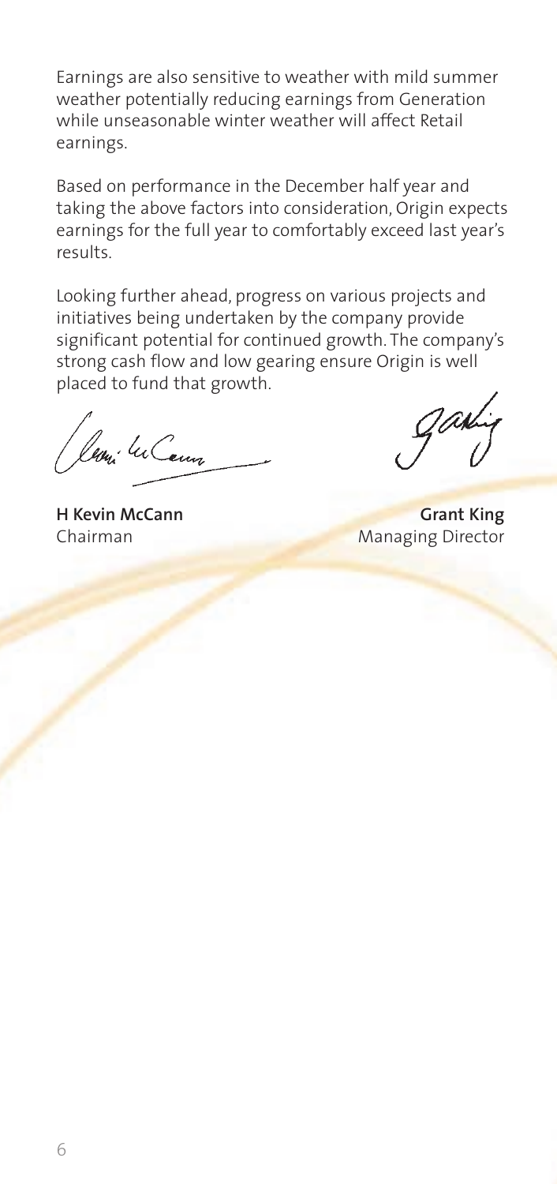Earnings are also sensitive to weather with mild summer weather potentially reducing earnings from Generation while unseasonable winter weather will affect Retail earnings.

Based on performance in the December half year and taking the above factors into consideration, Origin expects earnings for the full year to comfortably exceed last year's results.

Looking further ahead, progress on various projects and initiatives being undertaken by the company provide significant potential for continued growth. The company's strong cash flow and low gearing ensure Origin is well placed to fund that growth.

**H Kevin McCann**
Chairman

**Grant King**
Managing Director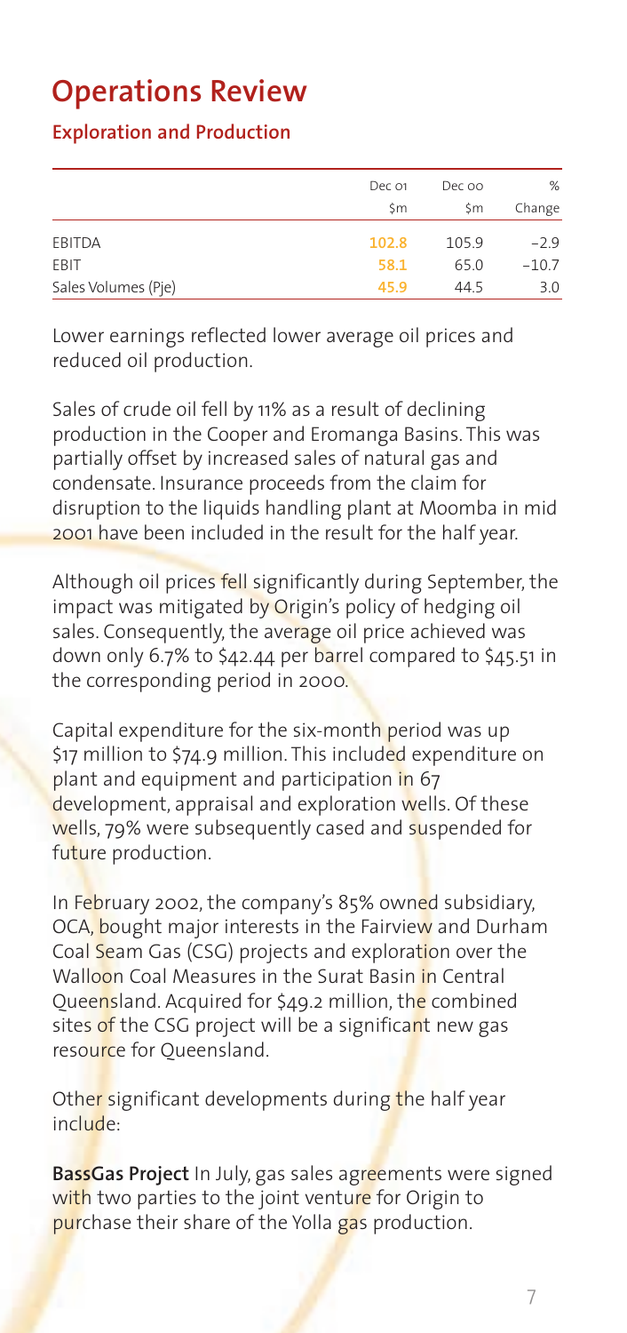# Operations Review

## Exploration and Production

| | Dec 01<br>$m | Dec 00<br>$m | %<br>Change |
|---|---|---|---|
| EBITDA | **102.8** | 105.9 | –2.9 |
| EBIT | **58.1** | 65.0 | –10.7 |
| Sales Volumes (Pje) | **45.9** | 44.5 | 3.0 |

Lower earnings reflected lower average oil prices and reduced oil production.

Sales of crude oil fell by 11% as a result of declining production in the Cooper and Eromanga Basins. This was partially offset by increased sales of natural gas and condensate. Insurance proceeds from the claim for disruption to the liquids handling plant at Moomba in mid 2001 have been included in the result for the half year.

Although oil prices fell significantly during September, the impact was mitigated by Origin's policy of hedging oil sales. Consequently, the average oil price achieved was down only 6.7% to $42.44 per barrel compared to $45.51 in the corresponding period in 2000.

Capital expenditure for the six-month period was up $17 million to $74.9 million. This included expenditure on plant and equipment and participation in 67 development, appraisal and exploration wells. Of these wells, 79% were subsequently cased and suspended for future production.

In February 2002, the company's 85% owned subsidiary, OCA, bought major interests in the Fairview and Durham Coal Seam Gas (CSG) projects and exploration over the Walloon Coal Measures in the Surat Basin in Central Queensland. Acquired for $49.2 million, the combined sites of the CSG project will be a significant new gas resource for Queensland.

Other significant developments during the half year include:

**BassGas Project** In July, gas sales agreements were signed with two parties to the joint venture for Origin to purchase their share of the Yolla gas production.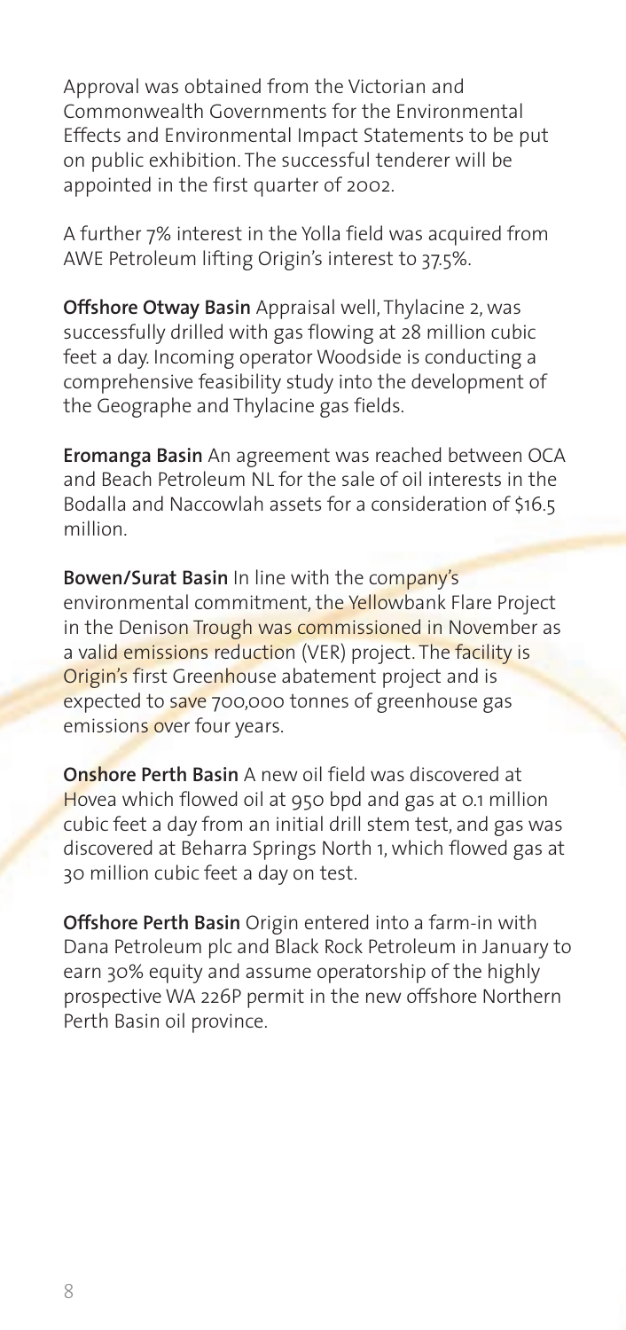Approval was obtained from the Victorian and Commonwealth Governments for the Environmental Effects and Environmental Impact Statements to be put on public exhibition. The successful tenderer will be appointed in the first quarter of 2002.

A further 7% interest in the Yolla field was acquired from AWE Petroleum lifting Origin's interest to 37.5%.

**Offshore Otway Basin** Appraisal well, Thylacine 2, was successfully drilled with gas flowing at 28 million cubic feet a day. Incoming operator Woodside is conducting a comprehensive feasibility study into the development of the Geographe and Thylacine gas fields.

**Eromanga Basin** An agreement was reached between OCA and Beach Petroleum NL for the sale of oil interests in the Bodalla and Naccowlah assets for a consideration of $16.5 million.

**Bowen/Surat Basin** In line with the company's environmental commitment, the Yellowbank Flare Project in the Denison Trough was commissioned in November as a valid emissions reduction (VER) project. The facility is Origin's first Greenhouse abatement project and is expected to save 700,000 tonnes of greenhouse gas emissions over four years.

**Onshore Perth Basin** A new oil field was discovered at Hovea which flowed oil at 950 bpd and gas at 0.1 million cubic feet a day from an initial drill stem test, and gas was discovered at Beharra Springs North 1, which flowed gas at 30 million cubic feet a day on test.

**Offshore Perth Basin** Origin entered into a farm-in with Dana Petroleum plc and Black Rock Petroleum in January to earn 30% equity and assume operatorship of the highly prospective WA 226P permit in the new offshore Northern Perth Basin oil province.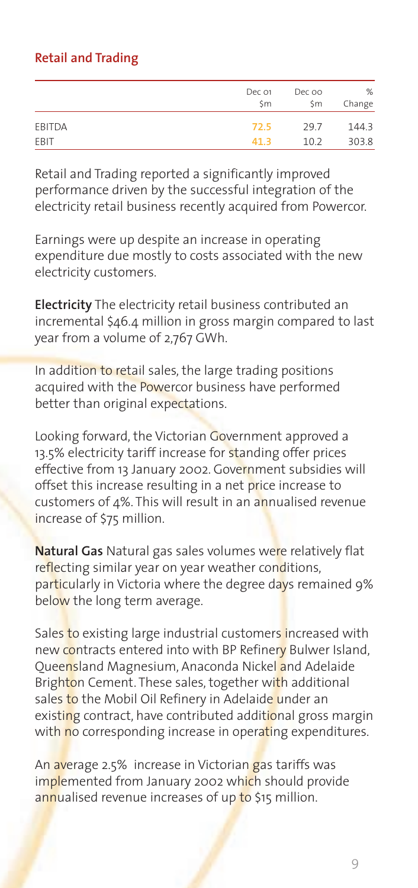## Retail and Trading

| | Dec 01 $m | Dec 00 $m | % Change |
|---|---|---|---|
| EBITDA | 72.5 | 29.7 | 144.3 |
| EBIT | 41.3 | 10.2 | 303.8 |

Retail and Trading reported a significantly improved performance driven by the successful integration of the electricity retail business recently acquired from Powercor.

Earnings were up despite an increase in operating expenditure due mostly to costs associated with the new electricity customers.

**Electricity** The electricity retail business contributed an incremental $46.4 million in gross margin compared to last year from a volume of 2,767 GWh.

In addition to retail sales, the large trading positions acquired with the Powercor business have performed better than original expectations.

Looking forward, the Victorian Government approved a 13.5% electricity tariff increase for standing offer prices effective from 13 January 2002. Government subsidies will offset this increase resulting in a net price increase to customers of 4%. This will result in an annualised revenue increase of $75 million.

**Natural Gas** Natural gas sales volumes were relatively flat reflecting similar year on year weather conditions, particularly in Victoria where the degree days remained 9% below the long term average.

Sales to existing large industrial customers increased with new contracts entered into with BP Refinery Bulwer Island, Queensland Magnesium, Anaconda Nickel and Adelaide Brighton Cement. These sales, together with additional sales to the Mobil Oil Refinery in Adelaide under an existing contract, have contributed additional gross margin with no corresponding increase in operating expenditures.

An average 2.5% increase in Victorian gas tariffs was implemented from January 2002 which should provide annualised revenue increases of up to $15 million.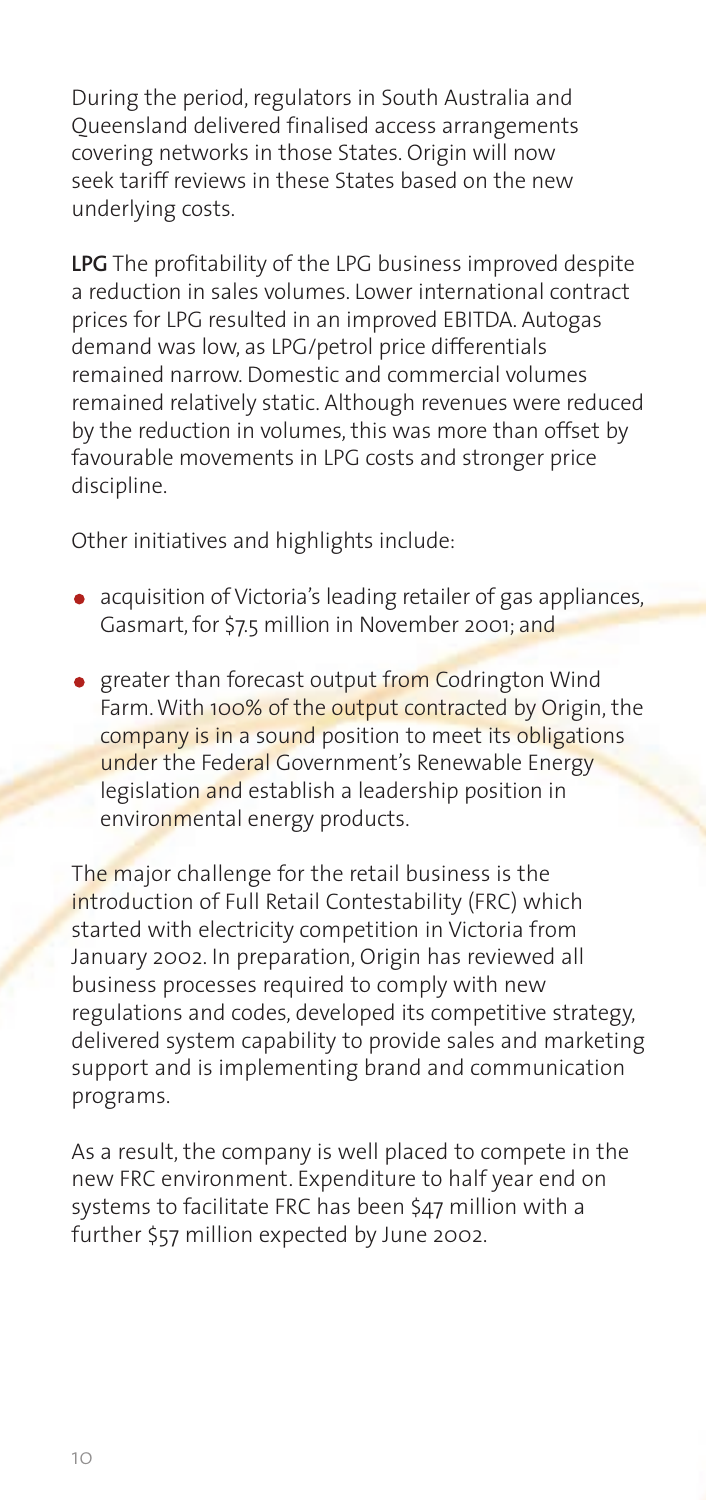During the period, regulators in South Australia and Queensland delivered finalised access arrangements covering networks in those States. Origin will now seek tariff reviews in these States based on the new underlying costs.

**LPG** The profitability of the LPG business improved despite a reduction in sales volumes. Lower international contract prices for LPG resulted in an improved EBITDA. Autogas demand was low, as LPG/petrol price differentials remained narrow. Domestic and commercial volumes remained relatively static. Although revenues were reduced by the reduction in volumes, this was more than offset by favourable movements in LPG costs and stronger price discipline.

Other initiatives and highlights include:

- acquisition of Victoria's leading retailer of gas appliances, Gasmart, for $7.5 million in November 2001; and
- greater than forecast output from Codrington Wind Farm. With 100% of the output contracted by Origin, the company is in a sound position to meet its obligations under the Federal Government's Renewable Energy legislation and establish a leadership position in environmental energy products.

The major challenge for the retail business is the introduction of Full Retail Contestability (FRC) which started with electricity competition in Victoria from January 2002. In preparation, Origin has reviewed all business processes required to comply with new regulations and codes, developed its competitive strategy, delivered system capability to provide sales and marketing support and is implementing brand and communication programs.

As a result, the company is well placed to compete in the new FRC environment. Expenditure to half year end on systems to facilitate FRC has been $47 million with a further $57 million expected by June 2002.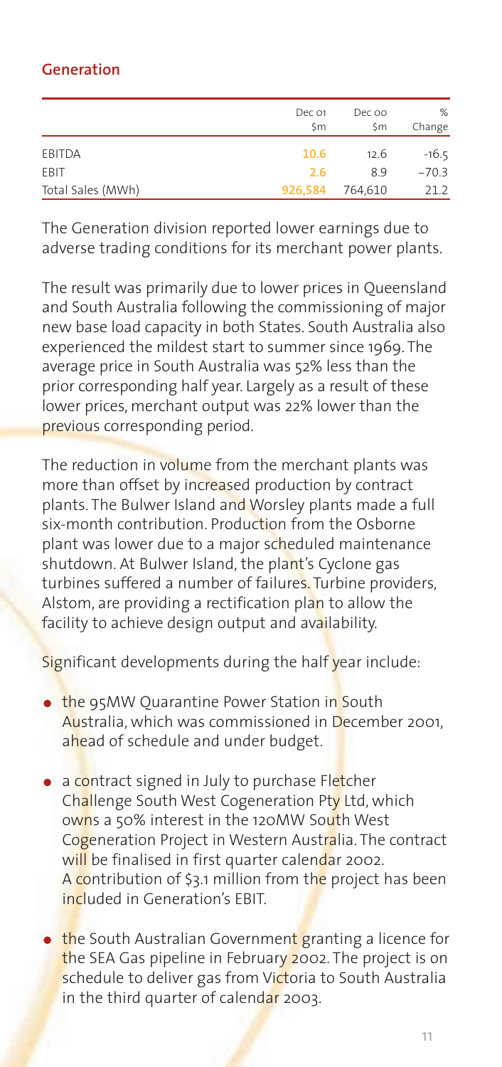## Generation

| | Dec 01 $m | Dec 00 $m | % Change |
|---|---|---|---|
| EBITDA | **10.6** | 12.6 | -16.5 |
| EBIT | **2.6** | 8.9 | -70.3 |
| Total Sales (MWh) | **926,584** | 764,610 | 21.2 |

The Generation division reported lower earnings due to adverse trading conditions for its merchant power plants.

The result was primarily due to lower prices in Queensland and South Australia following the commissioning of major new base load capacity in both States. South Australia also experienced the mildest start to summer since 1969. The average price in South Australia was 52% less than the prior corresponding half year. Largely as a result of these lower prices, merchant output was 22% lower than the previous corresponding period.

The reduction in volume from the merchant plants was more than offset by increased production by contract plants. The Bulwer Island and Worsley plants made a full six-month contribution. Production from the Osborne plant was lower due to a major scheduled maintenance shutdown. At Bulwer Island, the plant's Cyclone gas turbines suffered a number of failures. Turbine providers, Alstom, are providing a rectification plan to allow the facility to achieve design output and availability.

Significant developments during the half year include:

- the 95MW Quarantine Power Station in South Australia, which was commissioned in December 2001, ahead of schedule and under budget.
- a contract signed in July to purchase Fletcher Challenge South West Cogeneration Pty Ltd, which owns a 50% interest in the 120MW South West Cogeneration Project in Western Australia. The contract will be finalised in first quarter calendar 2002. A contribution of $3.1 million from the project has been included in Generation's EBIT.
- the South Australian Government granting a licence for the SEA Gas pipeline in February 2002. The project is on schedule to deliver gas from Victoria to South Australia in the third quarter of calendar 2003.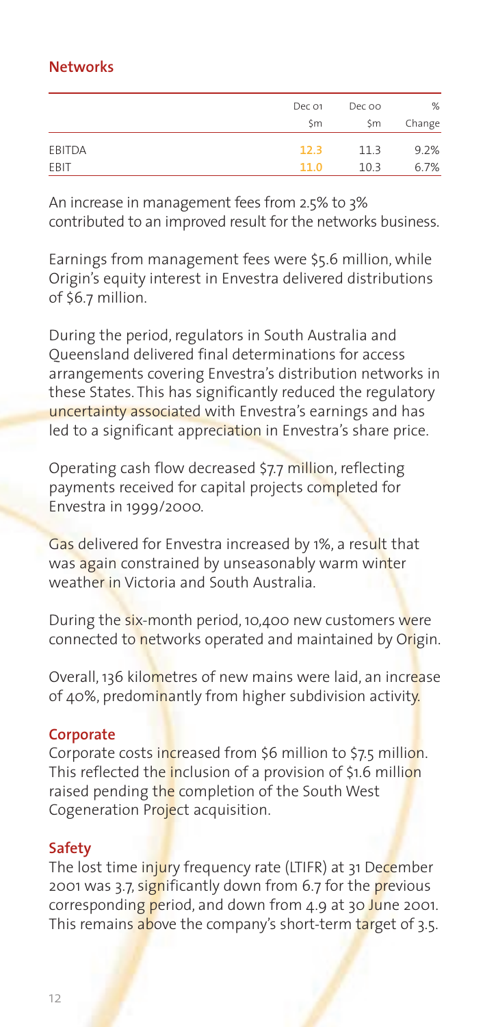## Networks

| | Dec 01 $m | Dec 00 $m | % Change |
|---|---|---|---|
| EBITDA | **12.3** | 11.3 | 9.2% |
| EBIT | **11.0** | 10.3 | 6.7% |

An increase in management fees from 2.5% to 3% contributed to an improved result for the networks business.

Earnings from management fees were $5.6 million, while Origin's equity interest in Envestra delivered distributions of $6.7 million.

During the period, regulators in South Australia and Queensland delivered final determinations for access arrangements covering Envestra's distribution networks in these States. This has significantly reduced the regulatory uncertainty associated with Envestra's earnings and has led to a significant appreciation in Envestra's share price.

Operating cash flow decreased $7.7 million, reflecting payments received for capital projects completed for Envestra in 1999/2000.

Gas delivered for Envestra increased by 1%, a result that was again constrained by unseasonably warm winter weather in Victoria and South Australia.

During the six-month period, 10,400 new customers were connected to networks operated and maintained by Origin.

Overall, 136 kilometres of new mains were laid, an increase of 40%, predominantly from higher subdivision activity.

### Corporate

Corporate costs increased from $6 million to $7.5 million. This reflected the inclusion of a provision of $1.6 million raised pending the completion of the South West Cogeneration Project acquisition.

### Safety

The lost time injury frequency rate (LTIFR) at 31 December 2001 was 3.7, significantly down from 6.7 for the previous corresponding period, and down from 4.9 at 30 June 2001. This remains above the company's short-term target of 3.5.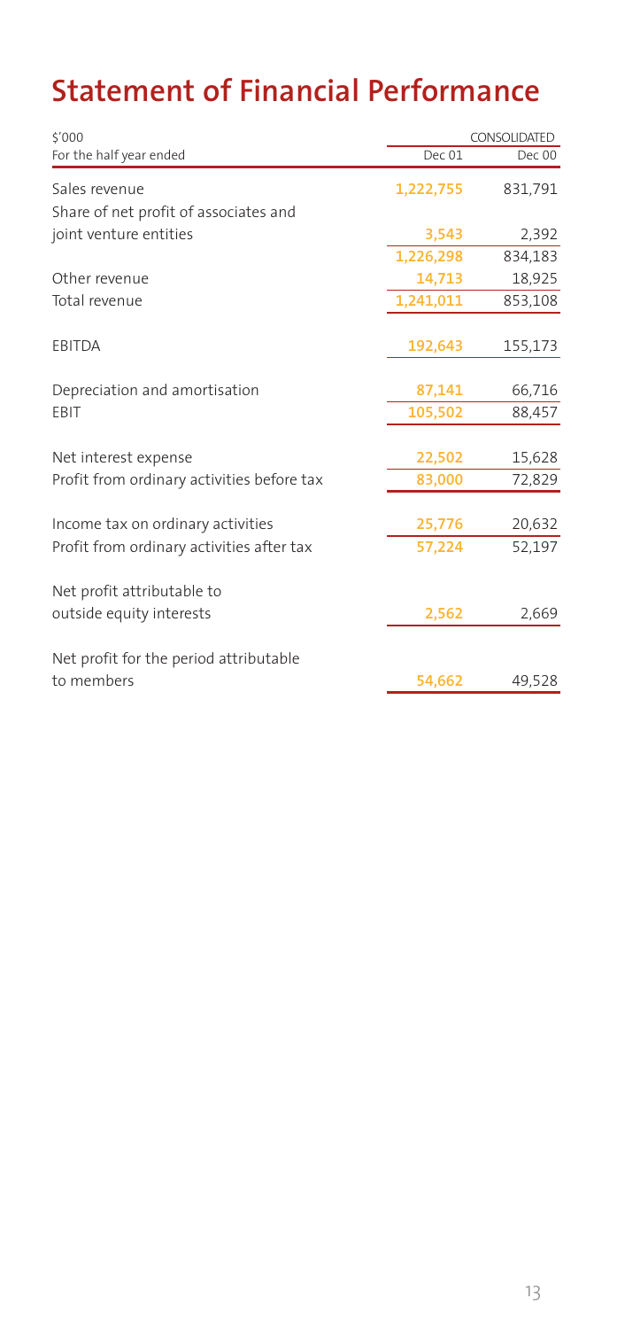# Statement of Financial Performance

| \$'000 | CONSOLIDATED | |
|---|---|---|
| For the half year ended | Dec 01 | Dec 00 |
| Sales revenue | 1,222,755 | 831,791 |
| Share of net profit of associates and joint venture entities | 3,543 | 2,392 |
| | 1,226,298 | 834,183 |
| Other revenue | 14,713 | 18,925 |
| Total revenue | 1,241,011 | 853,108 |
| EBITDA | 192,643 | 155,173 |
| Depreciation and amortisation | 87,141 | 66,716 |
| EBIT | 105,502 | 88,457 |
| Net interest expense | 22,502 | 15,628 |
| Profit from ordinary activities before tax | 83,000 | 72,829 |
| Income tax on ordinary activities | 25,776 | 20,632 |
| Profit from ordinary activities after tax | 57,224 | 52,197 |
| Net profit attributable to outside equity interests | 2,562 | 2,669 |
| Net profit for the period attributable to members | 54,662 | 49,528 |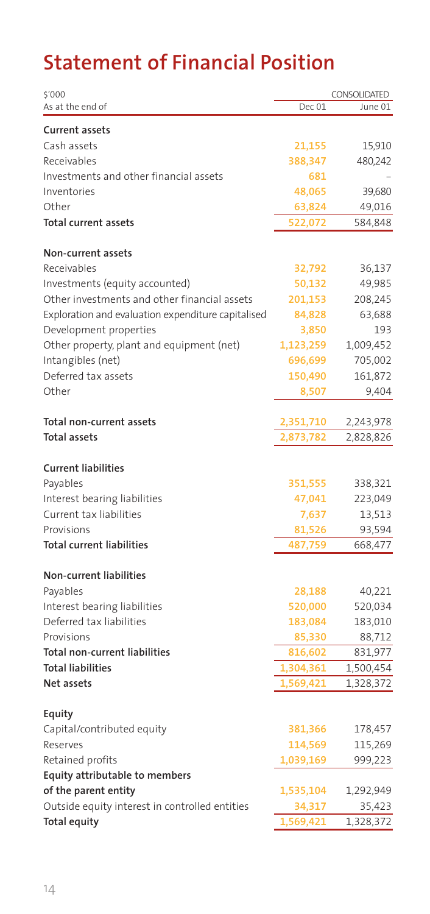# Statement of Financial Position

| $'000 | CONSOLIDATED | |
|---|---|---|
| As at the end of | Dec 01 | June 01 |
| **Current assets** | | |
| Cash assets | 21,155 | 15,910 |
| Receivables | 388,347 | 480,242 |
| Investments and other financial assets | 681 | – |
| Inventories | 48,065 | 39,680 |
| Other | 63,824 | 49,016 |
| **Total current assets** | 522,072 | 584,848 |
| **Non-current assets** | | |
| Receivables | 32,792 | 36,137 |
| Investments (equity accounted) | 50,132 | 49,985 |
| Other investments and other financial assets | 201,153 | 208,245 |
| Exploration and evaluation expenditure capitalised | 84,828 | 63,688 |
| Development properties | 3,850 | 193 |
| Other property, plant and equipment (net) | 1,123,259 | 1,009,452 |
| Intangibles (net) | 696,699 | 705,002 |
| Deferred tax assets | 150,490 | 161,872 |
| Other | 8,507 | 9,404 |
| **Total non-current assets** | 2,351,710 | 2,243,978 |
| **Total assets** | 2,873,782 | 2,828,826 |
| **Current liabilities** | | |
| Payables | 351,555 | 338,321 |
| Interest bearing liabilities | 47,041 | 223,049 |
| Current tax liabilities | 7,637 | 13,513 |
| Provisions | 81,526 | 93,594 |
| **Total current liabilities** | 487,759 | 668,477 |
| **Non-current liabilities** | | |
| Payables | 28,188 | 40,221 |
| Interest bearing liabilities | 520,000 | 520,034 |
| Deferred tax liabilities | 183,084 | 183,010 |
| Provisions | 85,330 | 88,712 |
| **Total non-current liabilities** | 816,602 | 831,977 |
| **Total liabilities** | 1,304,361 | 1,500,454 |
| **Net assets** | 1,569,421 | 1,328,372 |
| **Equity** | | |
| Capital/contributed equity | 381,366 | 178,457 |
| Reserves | 114,569 | 115,269 |
| Retained profits | 1,039,169 | 999,223 |
| **Equity attributable to members of the parent entity** | 1,535,104 | 1,292,949 |
| Outside equity interest in controlled entities | 34,317 | 35,423 |
| **Total equity** | 1,569,421 | 1,328,372 |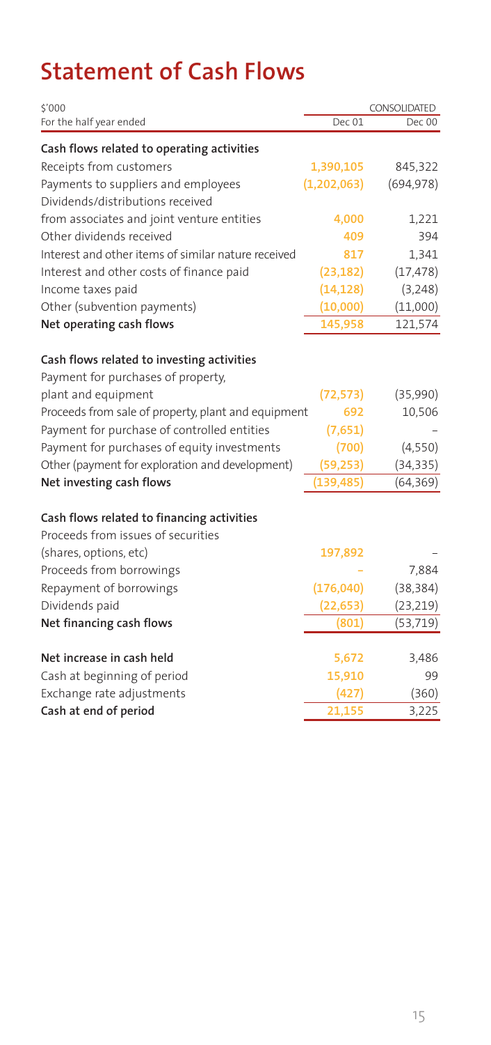# Statement of Cash Flows

| $'000 | CONSOLIDATED | |
|---|---|---|
| For the half year ended | Dec 01 | Dec 00 |
| **Cash flows related to operating activities** | | |
| Receipts from customers | 1,390,105 | 845,322 |
| Payments to suppliers and employees | (1,202,063) | (694,978) |
| Dividends/distributions received from associates and joint venture entities | 4,000 | 1,221 |
| Other dividends received | 409 | 394 |
| Interest and other items of similar nature received | 817 | 1,341 |
| Interest and other costs of finance paid | (23,182) | (17,478) |
| Income taxes paid | (14,128) | (3,248) |
| Other (subvention payments) | (10,000) | (11,000) |
| **Net operating cash flows** | 145,958 | 121,574 |
| **Cash flows related to investing activities** | | |
| Payment for purchases of property, plant and equipment | (72,573) | (35,990) |
| Proceeds from sale of property, plant and equipment | 692 | 10,506 |
| Payment for purchase of controlled entities | (7,651) | – |
| Payment for purchases of equity investments | (700) | (4,550) |
| Other (payment for exploration and development) | (59,253) | (34,335) |
| **Net investing cash flows** | (139,485) | (64,369) |
| **Cash flows related to financing activities** | | |
| Proceeds from issues of securities (shares, options, etc) | 197,892 | – |
| Proceeds from borrowings | – | 7,884 |
| Repayment of borrowings | (176,040) | (38,384) |
| Dividends paid | (22,653) | (23,219) |
| **Net financing cash flows** | (801) | (53,719) |
| **Net increase in cash held** | 5,672 | 3,486 |
| Cash at beginning of period | 15,910 | 99 |
| Exchange rate adjustments | (427) | (360) |
| **Cash at end of period** | 21,155 | 3,225 |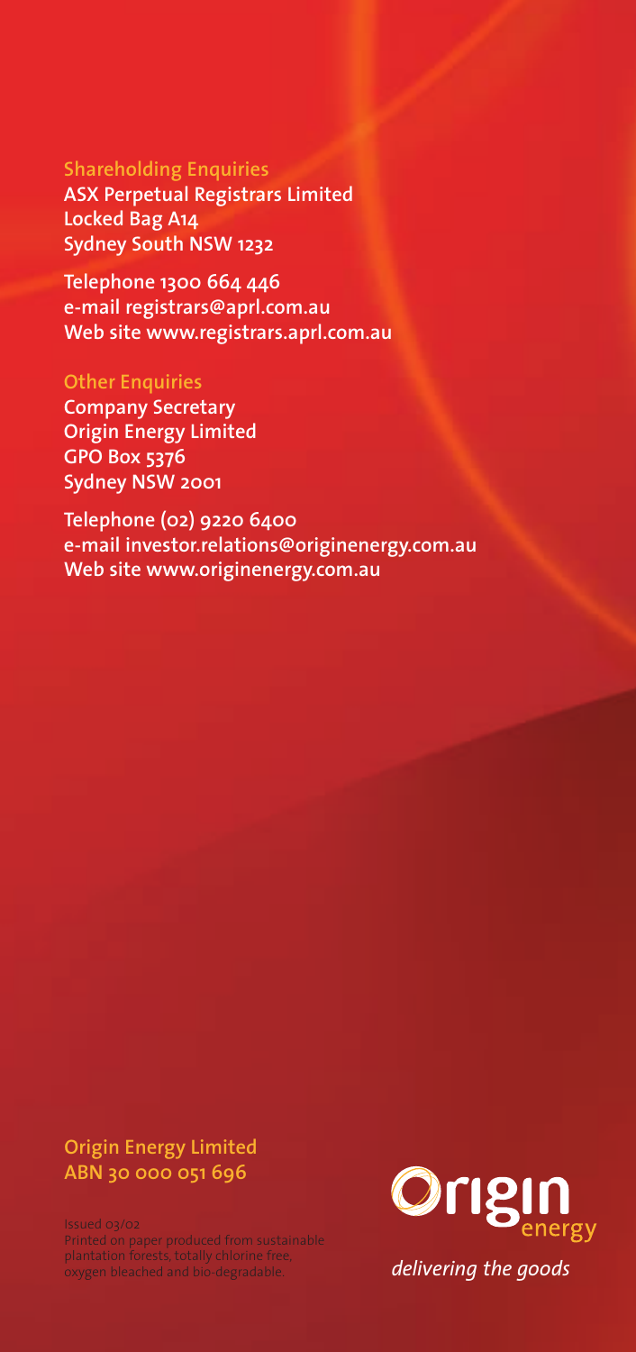### Shareholding Enquiries

**ASX Perpetual Registrars Limited**
**Locked Bag A14**
**Sydney South NSW 1232**

**Telephone 1300 664 446**
**e-mail registrars@aprl.com.au**
**Web site www.registrars.aprl.com.au**

### Other Enquiries

**Company Secretary**
**Origin Energy Limited**
**GPO Box 5376**
**Sydney NSW 2001**

**Telephone (02) 9220 6400**
**e-mail investor.relations@originenergy.com.au**
**Web site www.originenergy.com.au**

**Origin Energy Limited**
**ABN 30 000 051 696**

Issued 03/02
Printed on paper produced from sustainable plantation forests, totally chlorine free, oxygen bleached and bio-degradable.

Origin energy

*delivering the goods*